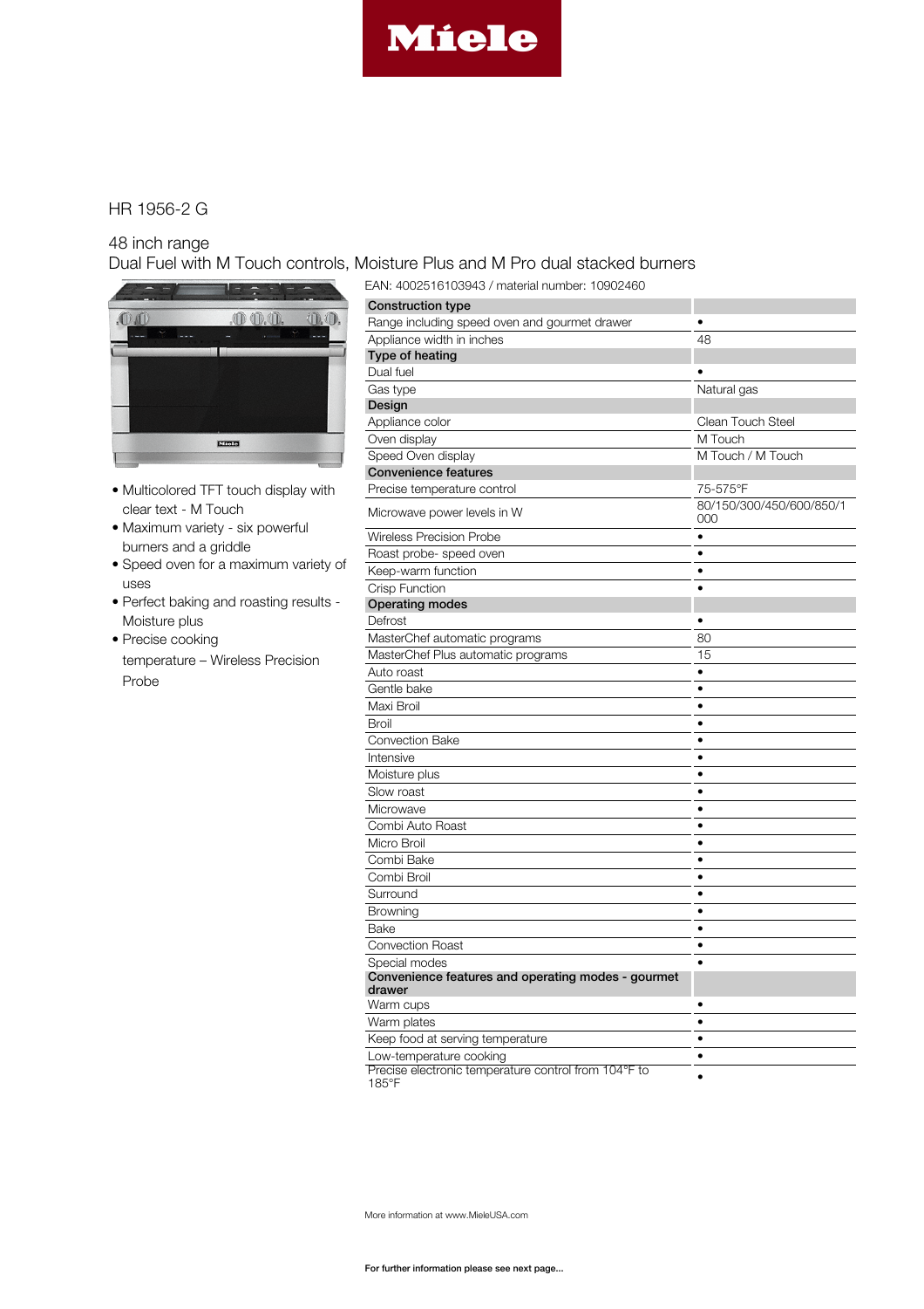# Miele

## HR 1956-2 G

48 inch range
Dual Fuel with M Touch controls, Moisture Plus and M Pro dual stacked burners

- Multicolored TFT touch display with clear text - M Touch
- Maximum variety - six powerful burners and a griddle
- Speed oven for a maximum variety of uses
- Perfect baking and roasting results - Moisture plus
- Precise cooking temperature – Wireless Precision Probe

EAN: 4002516103943 / material number: 10902460

| **Construction type** | |
|---|---|
| Range including speed oven and gourmet drawer | • |
| Appliance width in inches | 48 |
| **Type of heating** | |
| Dual fuel | • |
| Gas type | Natural gas |
| **Design** | |
| Appliance color | Clean Touch Steel |
| Oven display | M Touch |
| Speed Oven display | M Touch / M Touch |
| **Convenience features** | |
| Precise temperature control | 75-575°F |
| Microwave power levels in W | 80/150/300/450/600/850/1000 |
| Wireless Precision Probe | • |
| Roast probe- speed oven | • |
| Keep-warm function | • |
| Crisp Function | • |
| **Operating modes** | |
| Defrost | • |
| MasterChef automatic programs | 80 |
| MasterChef Plus automatic programs | 15 |
| Auto roast | • |
| Gentle bake | • |
| Maxi Broil | • |
| Broil | • |
| Convection Bake | • |
| Intensive | • |
| Moisture plus | • |
| Slow roast | • |
| Microwave | • |
| Combi Auto Roast | • |
| Micro Broil | • |
| Combi Bake | • |
| Combi Broil | • |
| Surround | • |
| Browning | • |
| Bake | • |
| Convection Roast | • |
| Special modes | • |
| **Convenience features and operating modes - gourmet drawer** | |
| Warm cups | • |
| Warm plates | • |
| Keep food at serving temperature | • |
| Low-temperature cooking | • |
| Precise electronic temperature control from 104°F to 185°F | • |

More information at www.MieleUSA.com

**For further information please see next page...**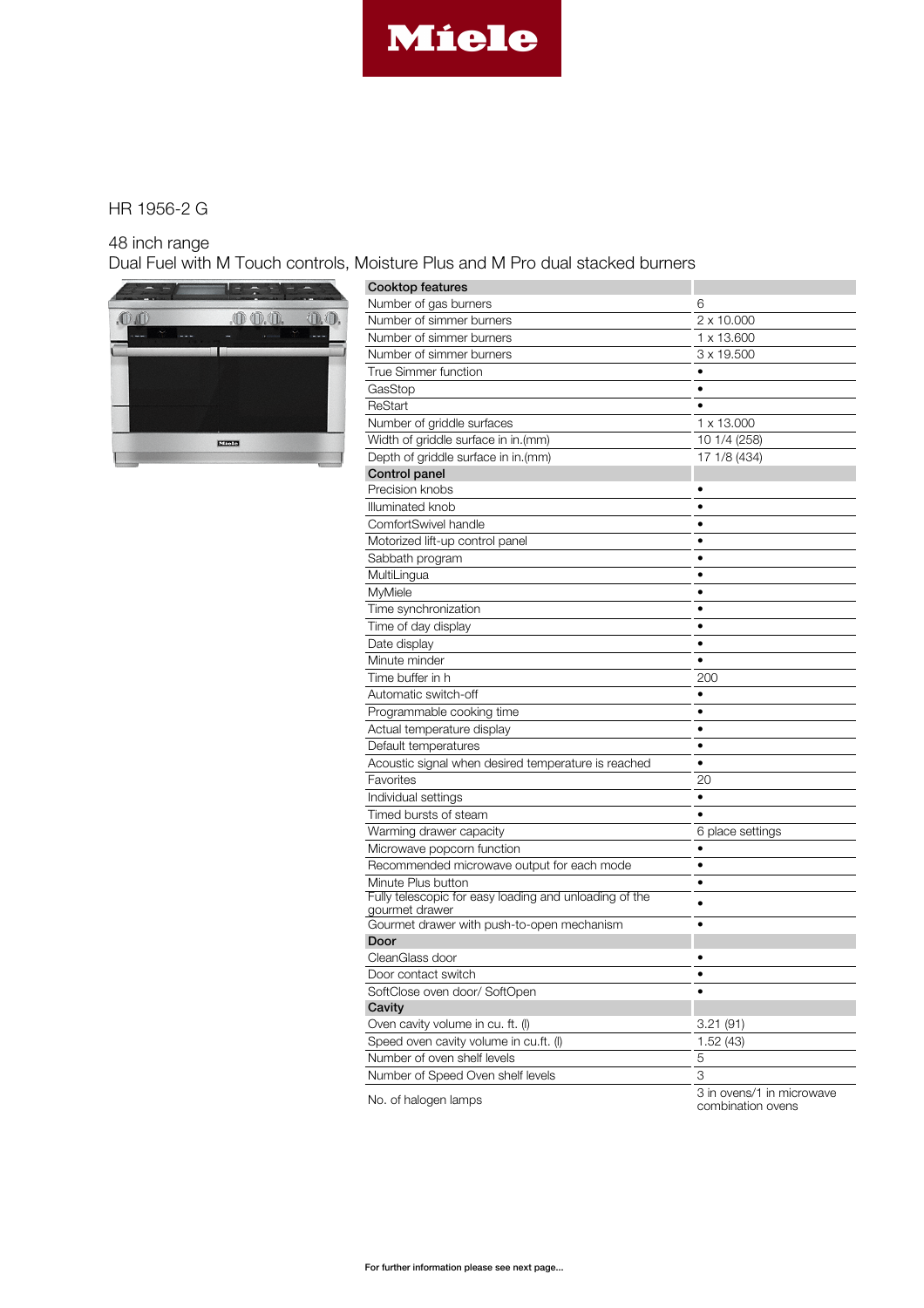Miele

HR 1956-2 G

48 inch range

Dual Fuel with M Touch controls, Moisture Plus and M Pro dual stacked burners

| **Cooktop features** | |
|---|---|
| Number of gas burners | 6 |
| Number of simmer burners | 2 x 10.000 |
| Number of simmer burners | 1 x 13.600 |
| Number of simmer burners | 3 x 19.500 |
| True Simmer function | • |
| GasStop | • |
| ReStart | • |
| Number of griddle surfaces | 1 x 13.000 |
| Width of griddle surface in in.(mm) | 10 1/4 (258) |
| Depth of griddle surface in in.(mm) | 17 1/8 (434) |
| **Control panel** | |
| Precision knobs | • |
| Illuminated knob | • |
| ComfortSwivel handle | • |
| Motorized lift-up control panel | • |
| Sabbath program | • |
| MultiLingua | • |
| MyMiele | • |
| Time synchronization | • |
| Time of day display | • |
| Date display | • |
| Minute minder | • |
| Time buffer in h | 200 |
| Automatic switch-off | • |
| Programmable cooking time | • |
| Actual temperature display | • |
| Default temperatures | • |
| Acoustic signal when desired temperature is reached | • |
| Favorites | 20 |
| Individual settings | • |
| Timed bursts of steam | • |
| Warming drawer capacity | 6 place settings |
| Microwave popcorn function | • |
| Recommended microwave output for each mode | • |
| Minute Plus button | • |
| Fully telescopic for easy loading and unloading of the gourmet drawer | • |
| Gourmet drawer with push-to-open mechanism | • |
| **Door** | |
| CleanGlass door | • |
| Door contact switch | • |
| SoftClose oven door/ SoftOpen | • |
| **Cavity** | |
| Oven cavity volume in cu. ft. (l) | 3.21 (91) |
| Speed oven cavity volume in cu.ft. (l) | 1.52 (43) |
| Number of oven shelf levels | 5 |
| Number of Speed Oven shelf levels | 3 |
| No. of halogen lamps | 3 in ovens/1 in microwave combination ovens |

**For further information please see next page...**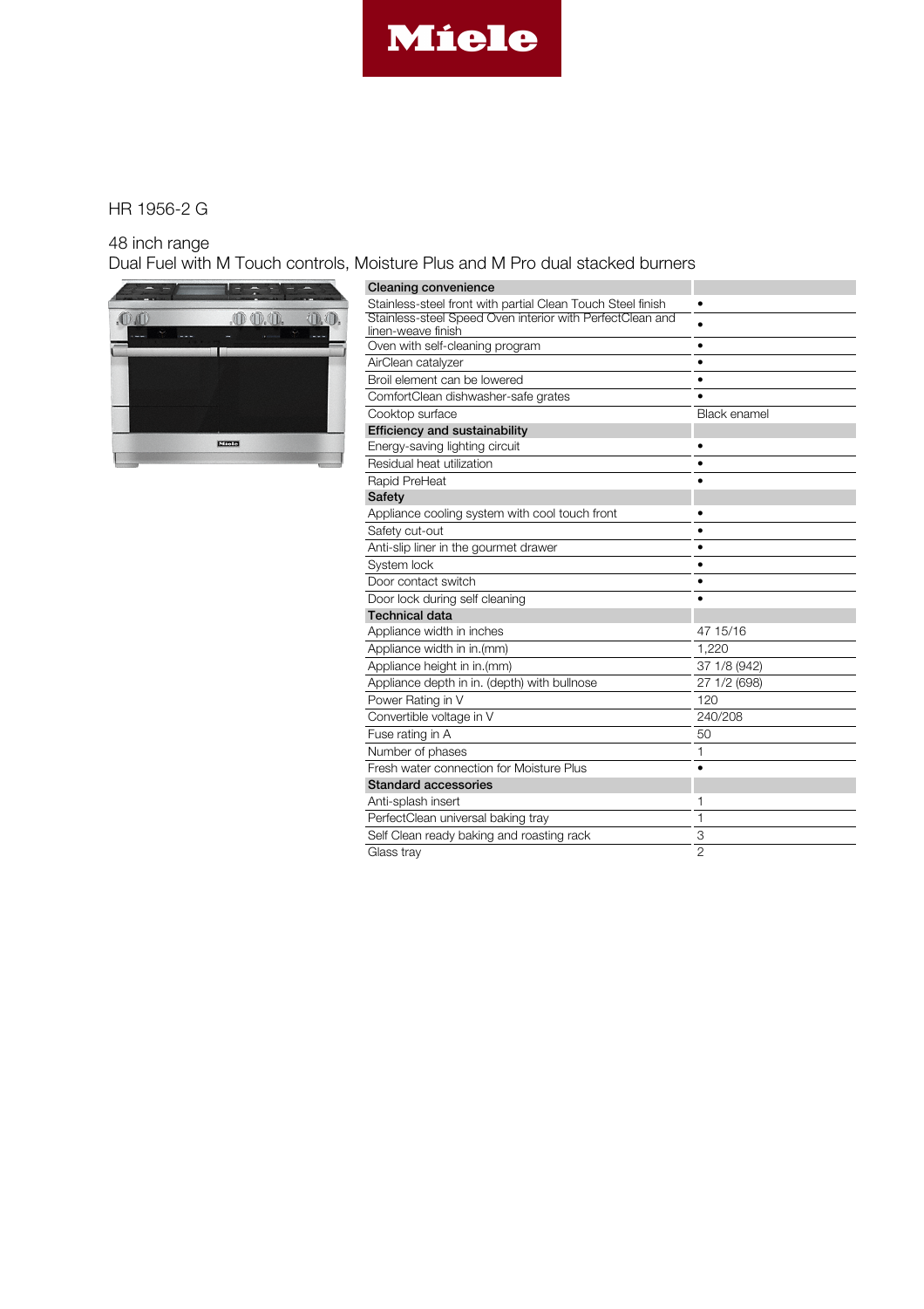HR 1956-2 G

48 inch range
Dual Fuel with M Touch controls, Moisture Plus and M Pro dual stacked burners

| | |
|---|---|
| **Cleaning convenience** | |
| Stainless-steel front with partial Clean Touch Steel finish | • |
| Stainless-steel Speed Oven interior with PerfectClean and linen-weave finish | • |
| Oven with self-cleaning program | • |
| AirClean catalyzer | • |
| Broil element can be lowered | • |
| ComfortClean dishwasher-safe grates | • |
| Cooktop surface | Black enamel |
| **Efficiency and sustainability** | |
| Energy-saving lighting circuit | • |
| Residual heat utilization | • |
| Rapid PreHeat | • |
| **Safety** | |
| Appliance cooling system with cool touch front | • |
| Safety cut-out | • |
| Anti-slip liner in the gourmet drawer | • |
| System lock | • |
| Door contact switch | • |
| Door lock during self cleaning | • |
| **Technical data** | |
| Appliance width in inches | 47 15/16 |
| Appliance width in in.(mm) | 1,220 |
| Appliance height in in.(mm) | 37 1/8 (942) |
| Appliance depth in in. (depth) with bullnose | 27 1/2 (698) |
| Power Rating in V | 120 |
| Convertible voltage in V | 240/208 |
| Fuse rating in A | 50 |
| Number of phases | 1 |
| Fresh water connection for Moisture Plus | • |
| **Standard accessories** | |
| Anti-splash insert | 1 |
| PerfectClean universal baking tray | 1 |
| Self Clean ready baking and roasting rack | 3 |
| Glass tray | 2 |